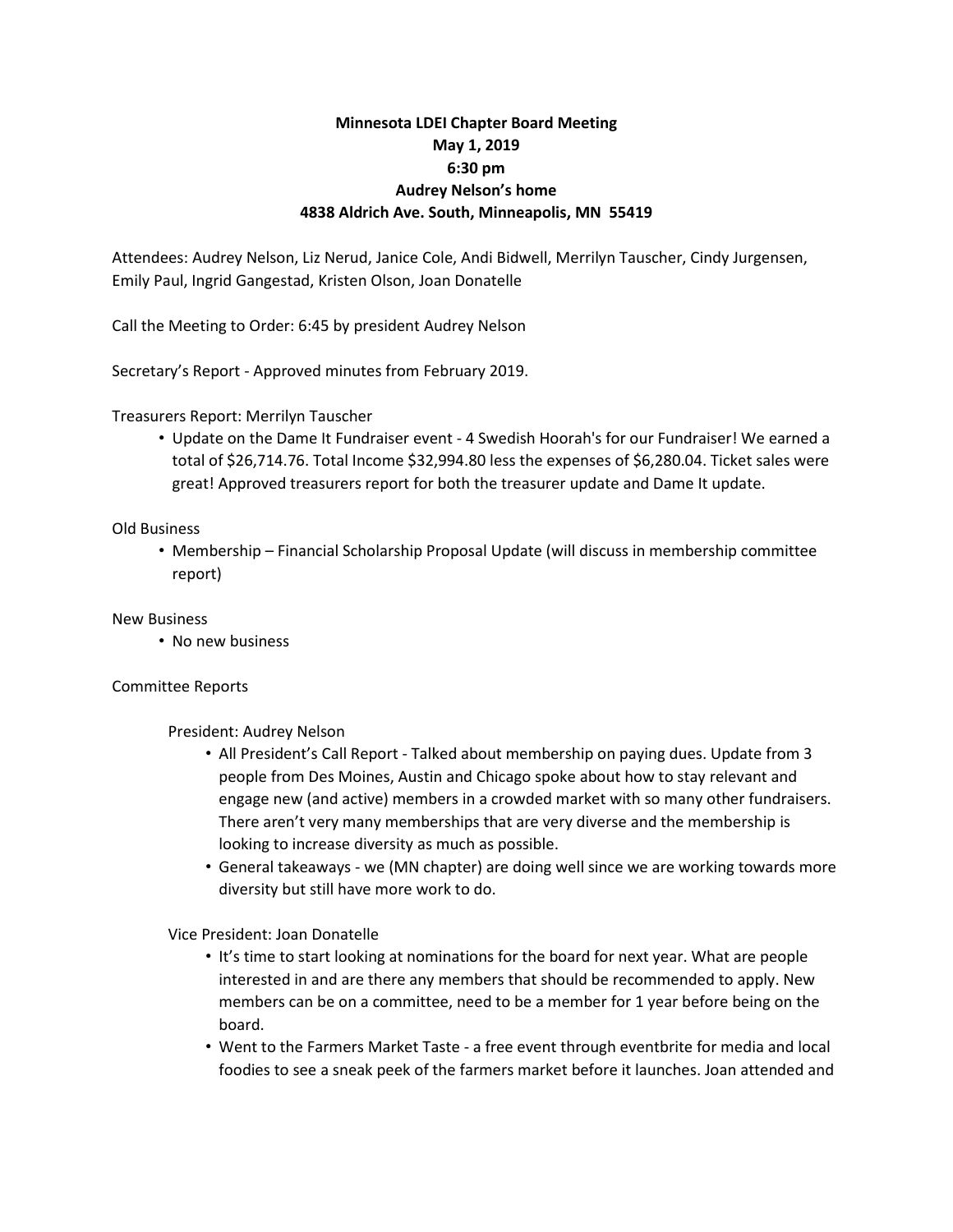**Minnesota LDEI Chapter Board Meeting**
**May 1, 2019**
**6:30 pm**
**Audrey Nelson's home**
**4838 Aldrich Ave. South, Minneapolis, MN 55419**

Attendees: Audrey Nelson, Liz Nerud, Janice Cole, Andi Bidwell, Merrilyn Tauscher, Cindy Jurgensen, Emily Paul, Ingrid Gangestad, Kristen Olson, Joan Donatelle

Call the Meeting to Order: 6:45 by president Audrey Nelson

Secretary's Report - Approved minutes from February 2019.

Treasurers Report: Merrilyn Tauscher

- Update on the Dame It Fundraiser event - 4 Swedish Hoorah's for our Fundraiser! We earned a total of $26,714.76. Total Income $32,994.80 less the expenses of $6,280.04. Ticket sales were great! Approved treasurers report for both the treasurer update and Dame It update.

Old Business

- Membership – Financial Scholarship Proposal Update (will discuss in membership committee report)

New Business

- No new business

Committee Reports

President: Audrey Nelson

- All President's Call Report - Talked about membership on paying dues. Update from 3 people from Des Moines, Austin and Chicago spoke about how to stay relevant and engage new (and active) members in a crowded market with so many other fundraisers. There aren't very many memberships that are very diverse and the membership is looking to increase diversity as much as possible.
- General takeaways - we (MN chapter) are doing well since we are working towards more diversity but still have more work to do.

Vice President: Joan Donatelle

- It's time to start looking at nominations for the board for next year. What are people interested in and are there any members that should be recommended to apply. New members can be on a committee, need to be a member for 1 year before being on the board.
- Went to the Farmers Market Taste - a free event through eventbrite for media and local foodies to see a sneak peek of the farmers market before it launches. Joan attended and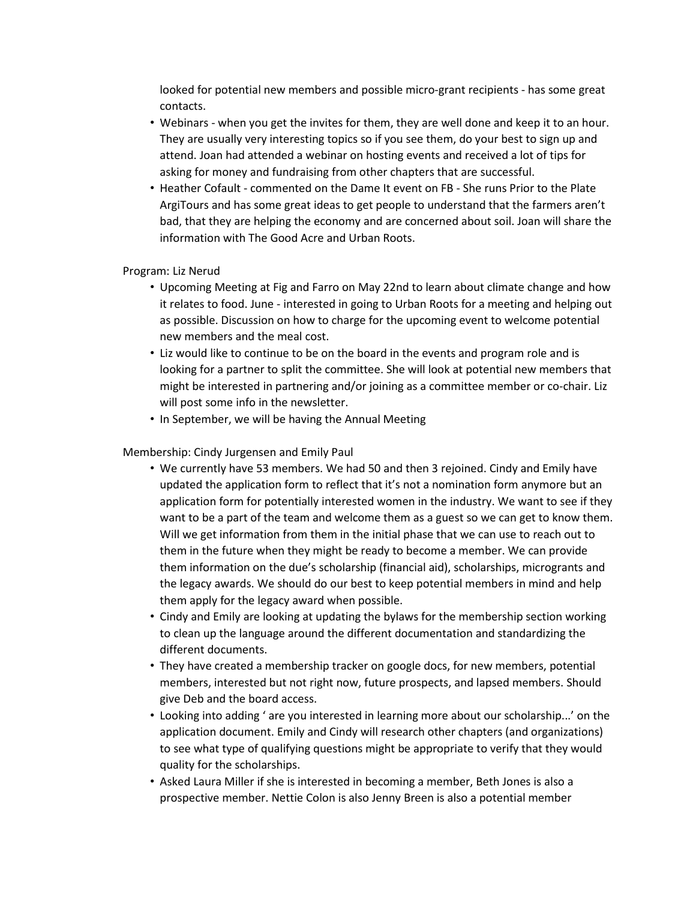looked for potential new members and possible micro-grant recipients - has some great contacts.

- Webinars - when you get the invites for them, they are well done and keep it to an hour. They are usually very interesting topics so if you see them, do your best to sign up and attend. Joan had attended a webinar on hosting events and received a lot of tips for asking for money and fundraising from other chapters that are successful.
- Heather Cofault - commented on the Dame It event on FB - She runs Prior to the Plate ArgiTours and has some great ideas to get people to understand that the farmers aren't bad, that they are helping the economy and are concerned about soil. Joan will share the information with The Good Acre and Urban Roots.

Program: Liz Nerud

- Upcoming Meeting at Fig and Farro on May 22nd to learn about climate change and how it relates to food. June - interested in going to Urban Roots for a meeting and helping out as possible. Discussion on how to charge for the upcoming event to welcome potential new members and the meal cost.
- Liz would like to continue to be on the board in the events and program role and is looking for a partner to split the committee. She will look at potential new members that might be interested in partnering and/or joining as a committee member or co-chair. Liz will post some info in the newsletter.
- In September, we will be having the Annual Meeting

Membership: Cindy Jurgensen and Emily Paul

- We currently have 53 members. We had 50 and then 3 rejoined. Cindy and Emily have updated the application form to reflect that it's not a nomination form anymore but an application form for potentially interested women in the industry. We want to see if they want to be a part of the team and welcome them as a guest so we can get to know them. Will we get information from them in the initial phase that we can use to reach out to them in the future when they might be ready to become a member. We can provide them information on the due's scholarship (financial aid), scholarships, micrograants and the legacy awards. We should do our best to keep potential members in mind and help them apply for the legacy award when possible.
- Cindy and Emily are looking at updating the bylaws for the membership section working to clean up the language around the different documentation and standardizing the different documents.
- They have created a membership tracker on google docs, for new members, potential members, interested but not right now, future prospects, and lapsed members. Should give Deb and the board access.
- Looking into adding ' are you interested in learning more about our scholarship...' on the application document. Emily and Cindy will research other chapters (and organizations) to see what type of qualifying questions might be appropriate to verify that they would quality for the scholarships.
- Asked Laura Miller if she is interested in becoming a member, Beth Jones is also a prospective member. Nettie Colon is also Jenny Breen is also a potential member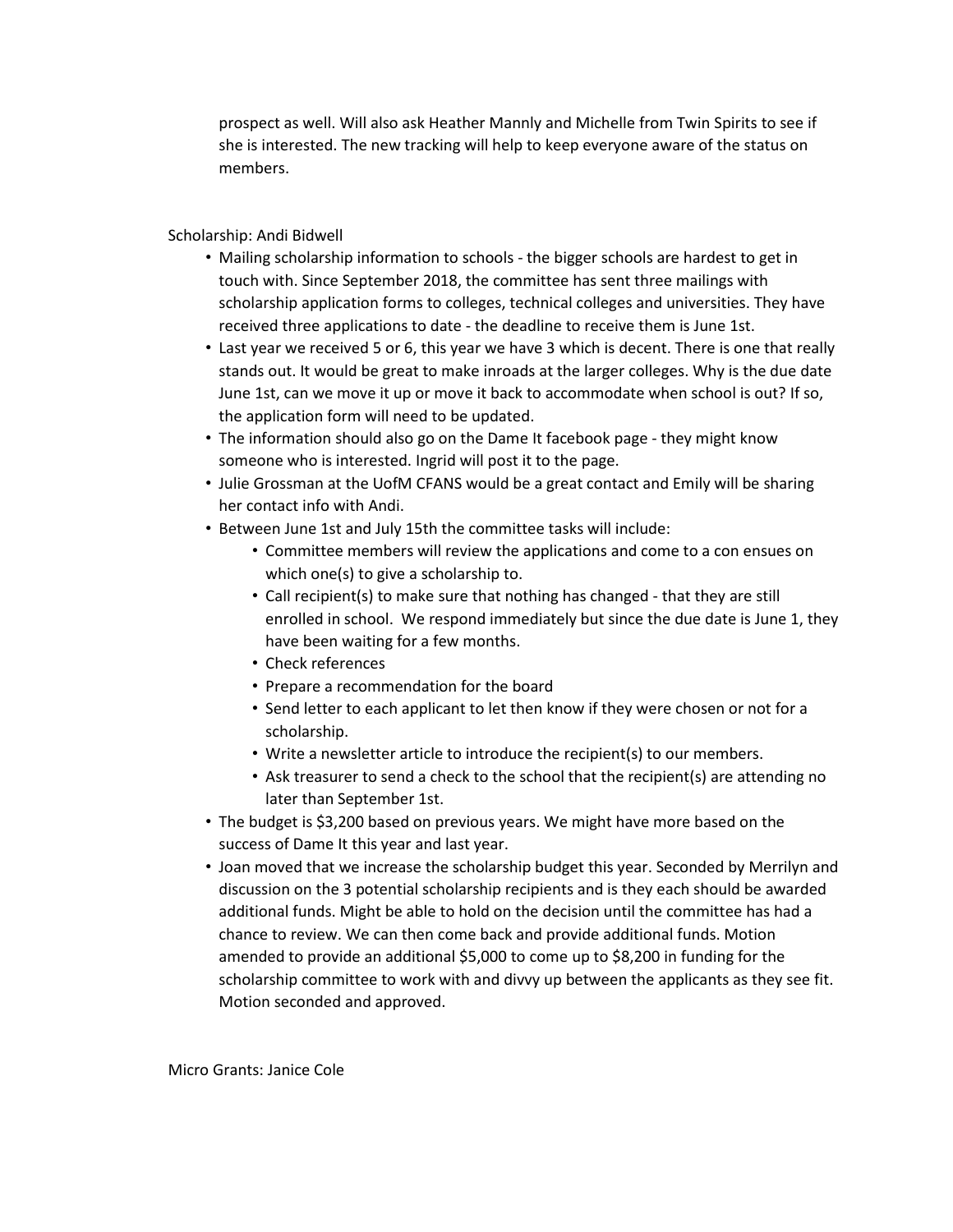prospect as well. Will also ask Heather Mannly and Michelle from Twin Spirits to see if she is interested. The new tracking will help to keep everyone aware of the status on members.

Scholarship: Andi Bidwell

- Mailing scholarship information to schools - the bigger schools are hardest to get in touch with. Since September 2018, the committee has sent three mailings with scholarship application forms to colleges, technical colleges and universities. They have received three applications to date - the deadline to receive them is June 1st.
- Last year we received 5 or 6, this year we have 3 which is decent. There is one that really stands out. It would be great to make inroads at the larger colleges. Why is the due date June 1st, can we move it up or move it back to accommodate when school is out? If so, the application form will need to be updated.
- The information should also go on the Dame It facebook page - they might know someone who is interested. Ingrid will post it to the page.
- Julie Grossman at the UofM CFANS would be a great contact and Emily will be sharing her contact info with Andi.
- Between June 1st and July 15th the committee tasks will include:
  - Committee members will review the applications and come to a con ensues on which one(s) to give a scholarship to.
  - Call recipient(s) to make sure that nothing has changed - that they are still enrolled in school. We respond immediately but since the due date is June 1, they have been waiting for a few months.
  - Check references
  - Prepare a recommendation for the board
  - Send letter to each applicant to let then know if they were chosen or not for a scholarship.
  - Write a newsletter article to introduce the recipient(s) to our members.
  - Ask treasurer to send a check to the school that the recipient(s) are attending no later than September 1st.
- The budget is $3,200 based on previous years. We might have more based on the success of Dame It this year and last year.
- Joan moved that we increase the scholarship budget this year. Seconded by Merrilyn and discussion on the 3 potential scholarship recipients and is they each should be awarded additional funds. Might be able to hold on the decision until the committee has had a chance to review. We can then come back and provide additional funds. Motion amended to provide an additional $5,000 to come up to $8,200 in funding for the scholarship committee to work with and divvy up between the applicants as they see fit. Motion seconded and approved.

Micro Grants: Janice Cole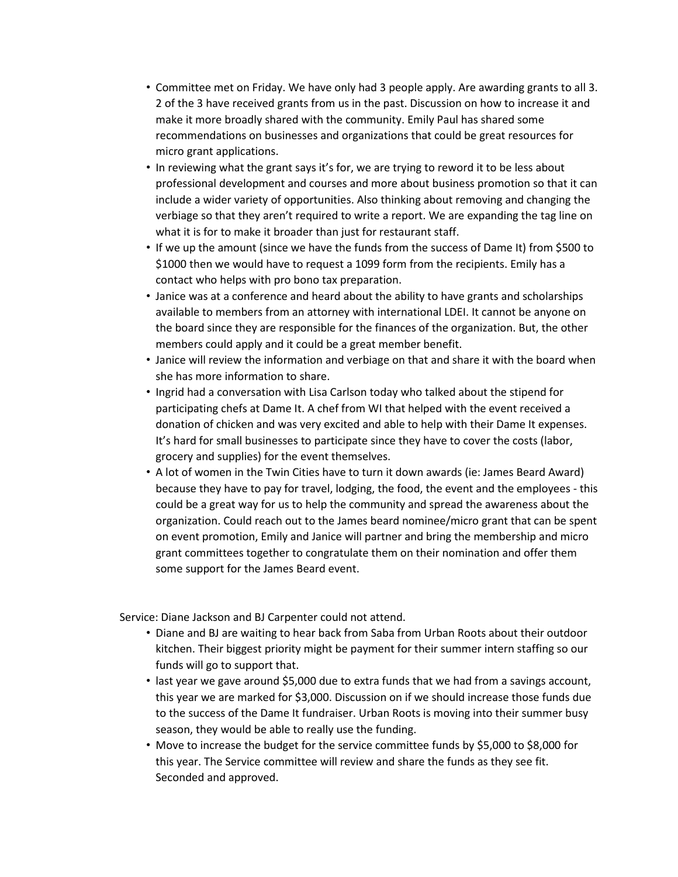- Committee met on Friday. We have only had 3 people apply. Are awarding grants to all 3. 2 of the 3 have received grants from us in the past. Discussion on how to increase it and make it more broadly shared with the community. Emily Paul has shared some recommendations on businesses and organizations that could be great resources for micro grant applications.
- In reviewing what the grant says it's for, we are trying to reword it to be less about professional development and courses and more about business promotion so that it can include a wider variety of opportunities. Also thinking about removing and changing the verbiage so that they aren't required to write a report. We are expanding the tag line on what it is for to make it broader than just for restaurant staff.
- If we up the amount (since we have the funds from the success of Dame It) from $500 to $1000 then we would have to request a 1099 form from the recipients. Emily has a contact who helps with pro bono tax preparation.
- Janice was at a conference and heard about the ability to have grants and scholarships available to members from an attorney with international LDEI. It cannot be anyone on the board since they are responsible for the finances of the organization. But, the other members could apply and it could be a great member benefit.
- Janice will review the information and verbiage on that and share it with the board when she has more information to share.
- Ingrid had a conversation with Lisa Carlson today who talked about the stipend for participating chefs at Dame It. A chef from WI that helped with the event received a donation of chicken and was very excited and able to help with their Dame It expenses. It's hard for small businesses to participate since they have to cover the costs (labor, grocery and supplies) for the event themselves.
- A lot of women in the Twin Cities have to turn it down awards (ie: James Beard Award) because they have to pay for travel, lodging, the food, the event and the employees - this could be a great way for us to help the community and spread the awareness about the organization. Could reach out to the James beard nominee/micro grant that can be spent on event promotion, Emily and Janice will partner and bring the membership and micro grant committees together to congratulate them on their nomination and offer them some support for the James Beard event.

Service: Diane Jackson and BJ Carpenter could not attend.

- Diane and BJ are waiting to hear back from Saba from Urban Roots about their outdoor kitchen. Their biggest priority might be payment for their summer intern staffing so our funds will go to support that.
- last year we gave around $5,000 due to extra funds that we had from a savings account, this year we are marked for $3,000. Discussion on if we should increase those funds due to the success of the Dame It fundraiser. Urban Roots is moving into their summer busy season, they would be able to really use the funding.
- Move to increase the budget for the service committee funds by $5,000 to $8,000 for this year. The Service committee will review and share the funds as they see fit. Seconded and approved.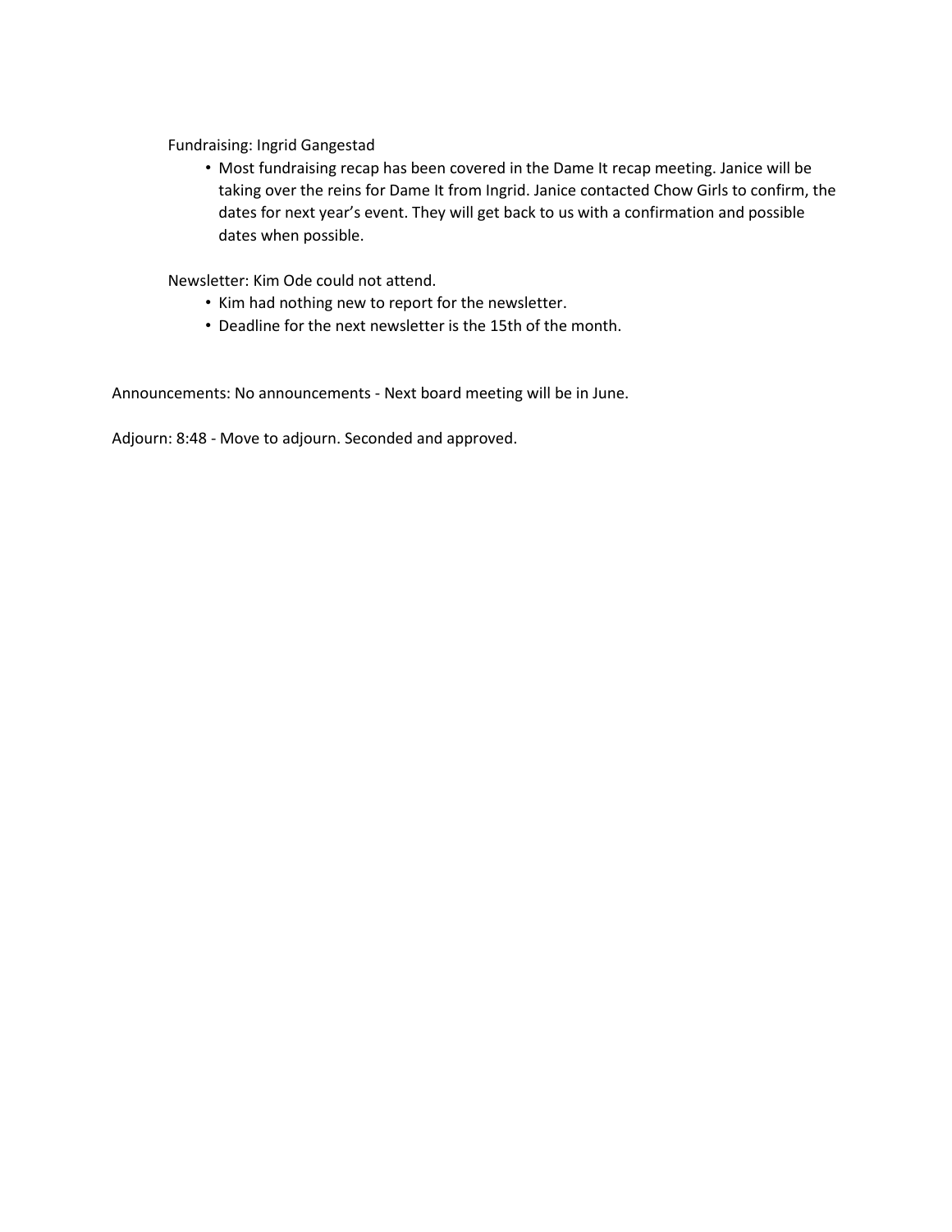Fundraising: Ingrid Gangestad

- Most fundraising recap has been covered in the Dame It recap meeting. Janice will be taking over the reins for Dame It from Ingrid. Janice contacted Chow Girls to confirm, the dates for next year's event. They will get back to us with a confirmation and possible dates when possible.

Newsletter: Kim Ode could not attend.

- Kim had nothing new to report for the newsletter.
- Deadline for the next newsletter is the 15th of the month.

Announcements: No announcements - Next board meeting will be in June.

Adjourn: 8:48 - Move to adjourn. Seconded and approved.